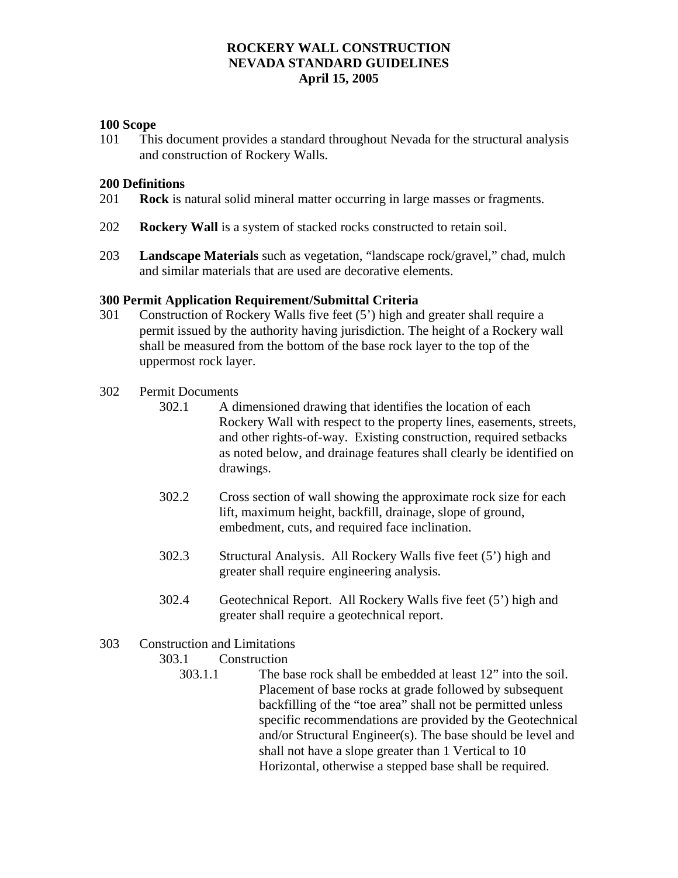# ROCKERY WALL CONSTRUCTION
# NEVADA STANDARD GUIDELINES
# April 15, 2005

## 100 Scope

101 This document provides a standard throughout Nevada for the structural analysis and construction of Rockery Walls.

## 200 Definitions

201 **Rock** is natural solid mineral matter occurring in large masses or fragments.

202 **Rockery Wall** is a system of stacked rocks constructed to retain soil.

203 **Landscape Materials** such as vegetation, "landscape rock/gravel," chad, mulch and similar materials that are used are decorative elements.

## 300 Permit Application Requirement/Submittal Criteria

301 Construction of Rockery Walls five feet (5') high and greater shall require a permit issued by the authority having jurisdiction. The height of a Rockery wall shall be measured from the bottom of the base rock layer to the top of the uppermost rock layer.

302 Permit Documents

302.1 A dimensioned drawing that identifies the location of each Rockery Wall with respect to the property lines, easements, streets, and other rights-of-way. Existing construction, required setbacks as noted below, and drainage features shall clearly be identified on drawings.

302.2 Cross section of wall showing the approximate rock size for each lift, maximum height, backfill, drainage, slope of ground, embedment, cuts, and required face inclination.

302.3 Structural Analysis. All Rockery Walls five feet (5') high and greater shall require engineering analysis.

302.4 Geotechnical Report. All Rockery Walls five feet (5') high and greater shall require a geotechnical report.

303 Construction and Limitations

303.1 Construction

303.1.1 The base rock shall be embedded at least 12" into the soil. Placement of base rocks at grade followed by subsequent backfilling of the "toe area" shall not be permitted unless specific recommendations are provided by the Geotechnical and/or Structural Engineer(s). The base should be level and shall not have a slope greater than 1 Vertical to 10 Horizontal, otherwise a stepped base shall be required.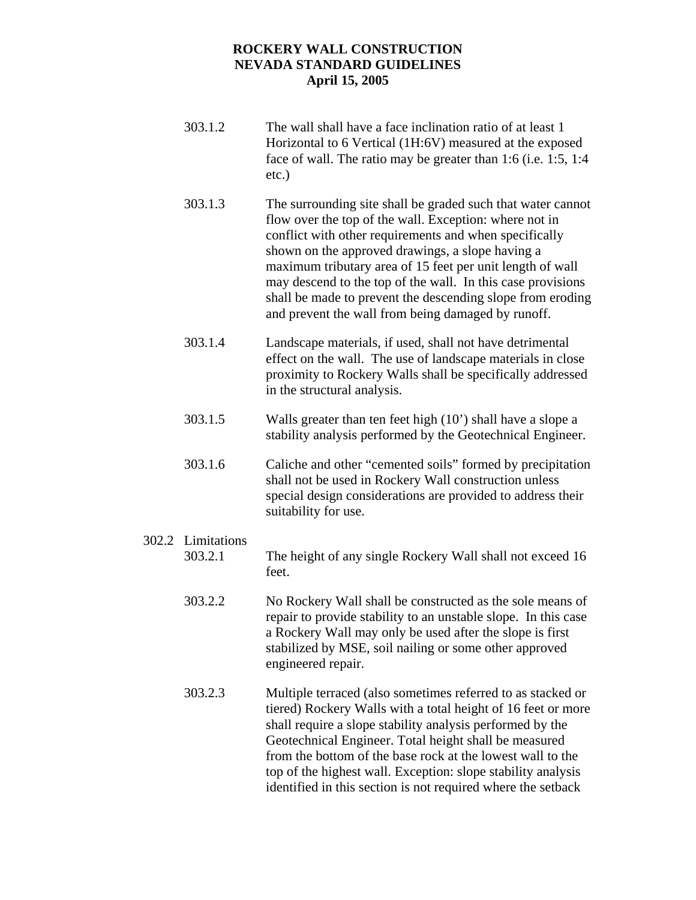303.1.2 The wall shall have a face inclination ratio of at least 1 Horizontal to 6 Vertical (1H:6V) measured at the exposed face of wall. The ratio may be greater than 1:6 (i.e. 1:5, 1:4 etc.)

303.1.3 The surrounding site shall be graded such that water cannot flow over the top of the wall. Exception: where not in conflict with other requirements and when specifically shown on the approved drawings, a slope having a maximum tributary area of 15 feet per unit length of wall may descend to the top of the wall. In this case provisions shall be made to prevent the descending slope from eroding and prevent the wall from being damaged by runoff.

303.1.4 Landscape materials, if used, shall not have detrimental effect on the wall. The use of landscape materials in close proximity to Rockery Walls shall be specifically addressed in the structural analysis.

303.1.5 Walls greater than ten feet high (10') shall have a slope a stability analysis performed by the Geotechnical Engineer.

303.1.6 Caliche and other "cemented soils" formed by precipitation shall not be used in Rockery Wall construction unless special design considerations are provided to address their suitability for use.

302.2 Limitations

303.2.1 The height of any single Rockery Wall shall not exceed 16 feet.

303.2.2 No Rockery Wall shall be constructed as the sole means of repair to provide stability to an unstable slope. In this case a Rockery Wall may only be used after the slope is first stabilized by MSE, soil nailing or some other approved engineered repair.

303.2.3 Multiple terraced (also sometimes referred to as stacked or tiered) Rockery Walls with a total height of 16 feet or more shall require a slope stability analysis performed by the Geotechnical Engineer. Total height shall be measured from the bottom of the base rock at the lowest wall to the top of the highest wall. Exception: slope stability analysis identified in this section is not required where the setback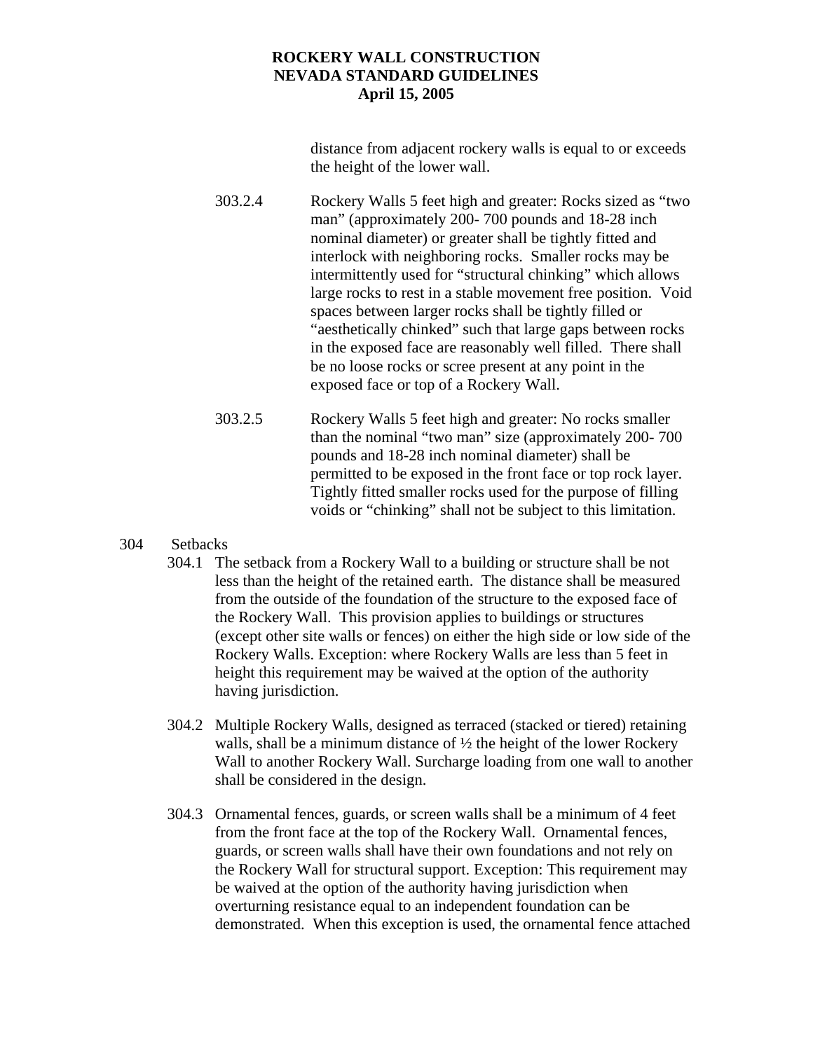distance from adjacent rockery walls is equal to or exceeds the height of the lower wall.

303.2.4 Rockery Walls 5 feet high and greater: Rocks sized as "two man" (approximately 200- 700 pounds and 18-28 inch nominal diameter) or greater shall be tightly fitted and interlock with neighboring rocks. Smaller rocks may be intermittently used for "structural chinking" which allows large rocks to rest in a stable movement free position. Void spaces between larger rocks shall be tightly filled or "aesthetically chinked" such that large gaps between rocks in the exposed face are reasonably well filled. There shall be no loose rocks or scree present at any point in the exposed face or top of a Rockery Wall.

303.2.5 Rockery Walls 5 feet high and greater: No rocks smaller than the nominal "two man" size (approximately 200- 700 pounds and 18-28 inch nominal diameter) shall be permitted to be exposed in the front face or top rock layer. Tightly fitted smaller rocks used for the purpose of filling voids or "chinking" shall not be subject to this limitation.

## 304 Setbacks

304.1 The setback from a Rockery Wall to a building or structure shall be not less than the height of the retained earth. The distance shall be measured from the outside of the foundation of the structure to the exposed face of the Rockery Wall. This provision applies to buildings or structures (except other site walls or fences) on either the high side or low side of the Rockery Walls. Exception: where Rockery Walls are less than 5 feet in height this requirement may be waived at the option of the authority having jurisdiction.

304.2 Multiple Rockery Walls, designed as terraced (stacked or tiered) retaining walls, shall be a minimum distance of ½ the height of the lower Rockery Wall to another Rockery Wall. Surcharge loading from one wall to another shall be considered in the design.

304.3 Ornamental fences, guards, or screen walls shall be a minimum of 4 feet from the front face at the top of the Rockery Wall. Ornamental fences, guards, or screen walls shall have their own foundations and not rely on the Rockery Wall for structural support. Exception: This requirement may be waived at the option of the authority having jurisdiction when overturning resistance equal to an independent foundation can be demonstrated. When this exception is used, the ornamental fence attached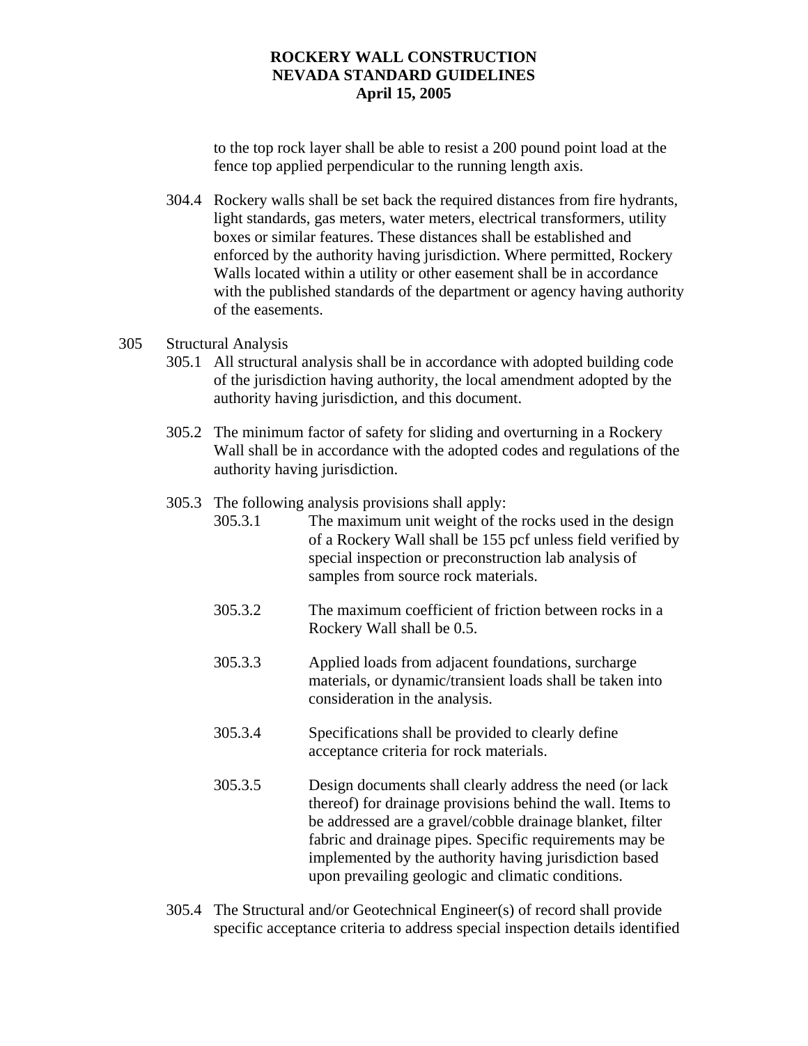to the top rock layer shall be able to resist a 200 pound point load at the fence top applied perpendicular to the running length axis.

304.4 Rockery walls shall be set back the required distances from fire hydrants, light standards, gas meters, water meters, electrical transformers, utility boxes or similar features. These distances shall be established and enforced by the authority having jurisdiction. Where permitted, Rockery Walls located within a utility or other easement shall be in accordance with the published standards of the department or agency having authority of the easements.

305 Structural Analysis

305.1 All structural analysis shall be in accordance with adopted building code of the jurisdiction having authority, the local amendment adopted by the authority having jurisdiction, and this document.

305.2 The minimum factor of safety for sliding and overturning in a Rockery Wall shall be in accordance with the adopted codes and regulations of the authority having jurisdiction.

305.3 The following analysis provisions shall apply:

305.3.1 The maximum unit weight of the rocks used in the design of a Rockery Wall shall be 155 pcf unless field verified by special inspection or preconstruction lab analysis of samples from source rock materials.

305.3.2 The maximum coefficient of friction between rocks in a Rockery Wall shall be 0.5.

305.3.3 Applied loads from adjacent foundations, surcharge materials, or dynamic/transient loads shall be taken into consideration in the analysis.

305.3.4 Specifications shall be provided to clearly define acceptance criteria for rock materials.

305.3.5 Design documents shall clearly address the need (or lack thereof) for drainage provisions behind the wall. Items to be addressed are a gravel/cobble drainage blanket, filter fabric and drainage pipes. Specific requirements may be implemented by the authority having jurisdiction based upon prevailing geologic and climatic conditions.

305.4 The Structural and/or Geotechnical Engineer(s) of record shall provide specific acceptance criteria to address special inspection details identified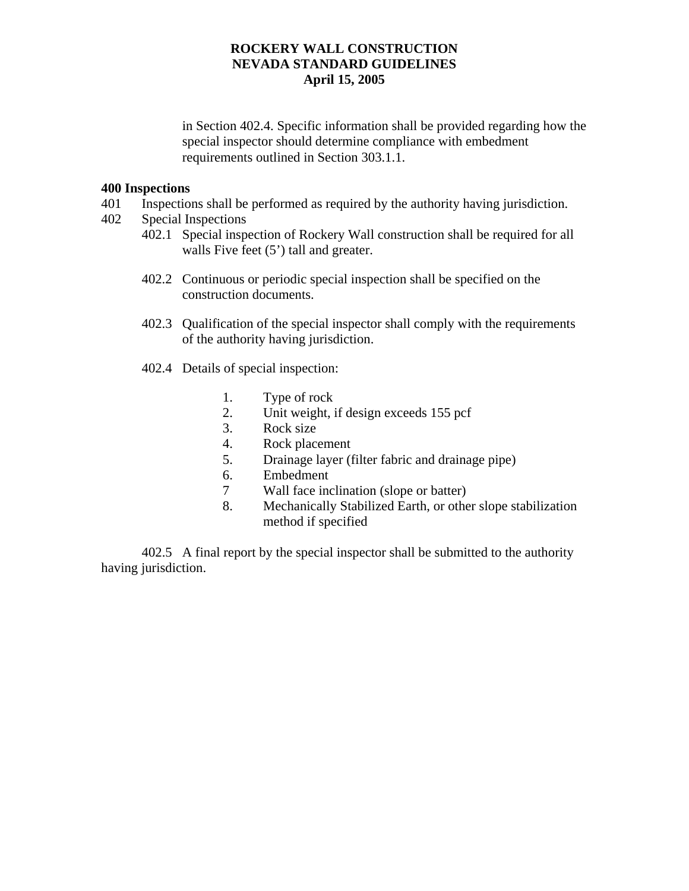in Section 402.4. Specific information shall be provided regarding how the special inspector should determine compliance with embedment requirements outlined in Section 303.1.1.

**400 Inspections**

401 Inspections shall be performed as required by the authority having jurisdiction.

402 Special Inspections

402.1 Special inspection of Rockery Wall construction shall be required for all walls Five feet (5') tall and greater.

402.2 Continuous or periodic special inspection shall be specified on the construction documents.

402.3 Qualification of the special inspector shall comply with the requirements of the authority having jurisdiction.

402.4 Details of special inspection:

1. Type of rock
2. Unit weight, if design exceeds 155 pcf
3. Rock size
4. Rock placement
5. Drainage layer (filter fabric and drainage pipe)
6. Embedment
7. Wall face inclination (slope or batter)
8. Mechanically Stabilized Earth, or other slope stabilization method if specified

402.5 A final report by the special inspector shall be submitted to the authority having jurisdiction.